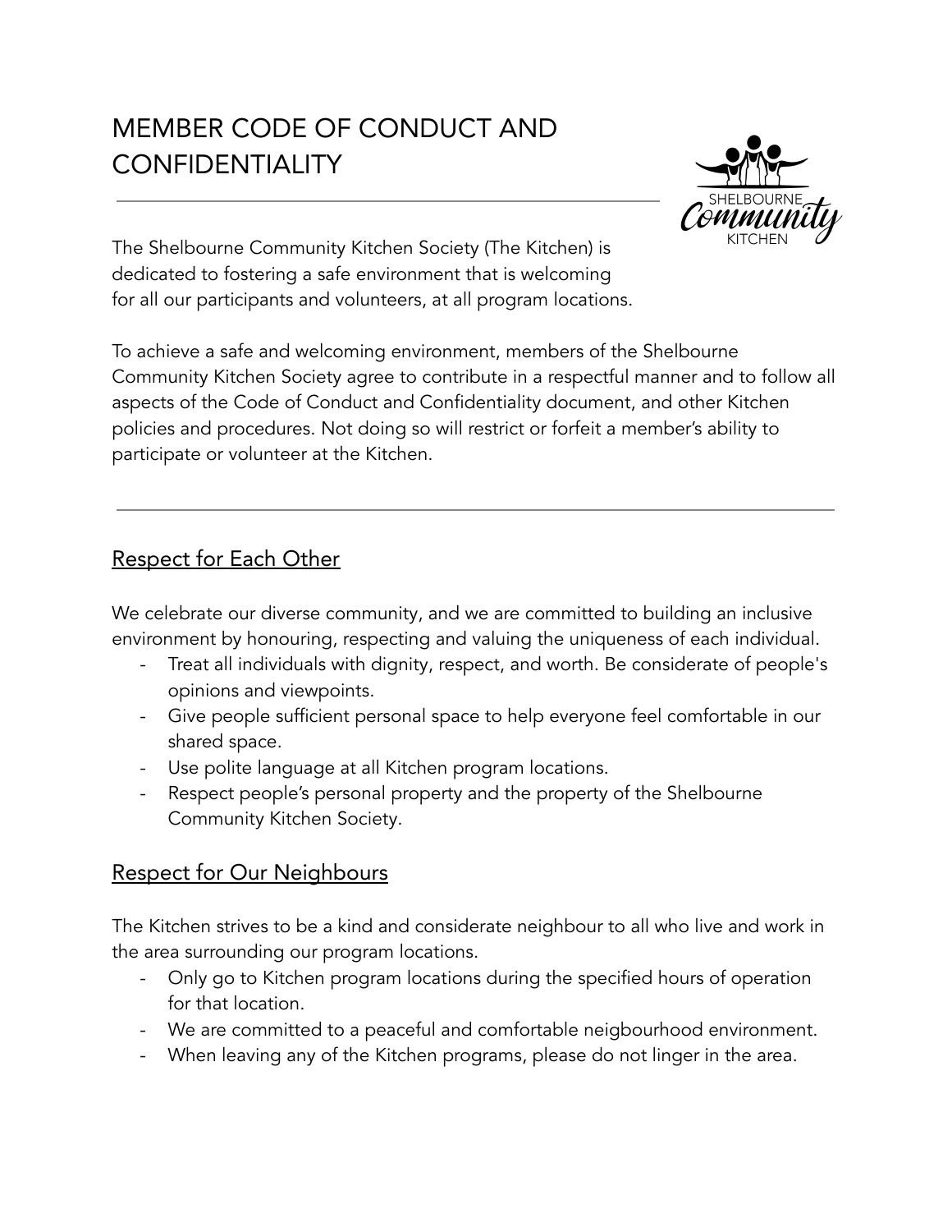# MEMBER CODE OF CONDUCT AND CONFIDENTIALITY

The Shelbourne Community Kitchen Society (The Kitchen) is dedicated to fostering a safe environment that is welcoming for all our participants and volunteers, at all program locations.

To achieve a safe and welcoming environment, members of the Shelbourne Community Kitchen Society agree to contribute in a respectful manner and to follow all aspects of the Code of Conduct and Confidentiality document, and other Kitchen policies and procedures. Not doing so will restrict or forfeit a member's ability to participate or volunteer at the Kitchen.

---

## Respect for Each Other

We celebrate our diverse community, and we are committed to building an inclusive environment by honouring, respecting and valuing the uniqueness of each individual.

- Treat all individuals with dignity, respect, and worth. Be considerate of people's opinions and viewpoints.
- Give people sufficient personal space to help everyone feel comfortable in our shared space.
- Use polite language at all Kitchen program locations.
- Respect people's personal property and the property of the Shelbourne Community Kitchen Society.

## Respect for Our Neighbours

The Kitchen strives to be a kind and considerate neighbour to all who live and work in the area surrounding our program locations.

- Only go to Kitchen program locations during the specified hours of operation for that location.
- We are committed to a peaceful and comfortable neigbourhood environment.
- When leaving any of the Kitchen programs, please do not linger in the area.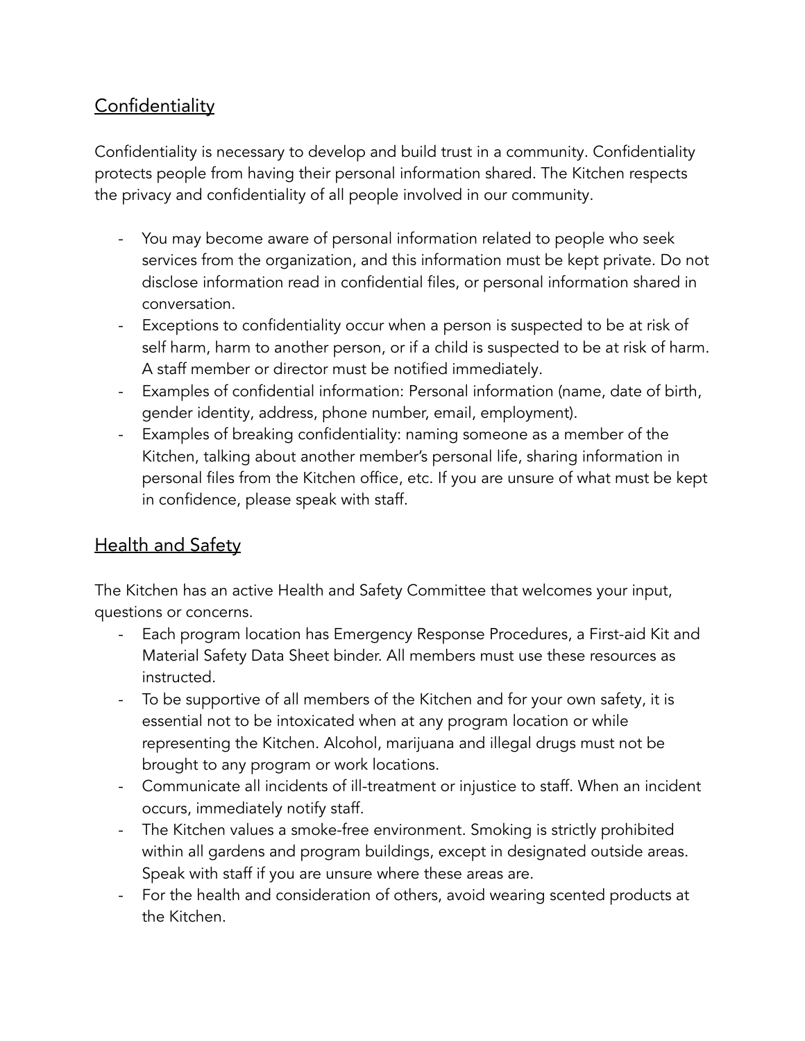## Confidentiality

Confidentiality is necessary to develop and build trust in a community. Confidentiality protects people from having their personal information shared. The Kitchen respects the privacy and confidentiality of all people involved in our community.

- You may become aware of personal information related to people who seek services from the organization, and this information must be kept private. Do not disclose information read in confidential files, or personal information shared in conversation.
- Exceptions to confidentiality occur when a person is suspected to be at risk of self harm, harm to another person, or if a child is suspected to be at risk of harm. A staff member or director must be notified immediately.
- Examples of confidential information: Personal information (name, date of birth, gender identity, address, phone number, email, employment).
- Examples of breaking confidentiality: naming someone as a member of the Kitchen, talking about another member's personal life, sharing information in personal files from the Kitchen office, etc. If you are unsure of what must be kept in confidence, please speak with staff.

## Health and Safety

The Kitchen has an active Health and Safety Committee that welcomes your input, questions or concerns.

- Each program location has Emergency Response Procedures, a First-aid Kit and Material Safety Data Sheet binder. All members must use these resources as instructed.
- To be supportive of all members of the Kitchen and for your own safety, it is essential not to be intoxicated when at any program location or while representing the Kitchen. Alcohol, marijuana and illegal drugs must not be brought to any program or work locations.
- Communicate all incidents of ill-treatment or injustice to staff. When an incident occurs, immediately notify staff.
- The Kitchen values a smoke-free environment. Smoking is strictly prohibited within all gardens and program buildings, except in designated outside areas. Speak with staff if you are unsure where these areas are.
- For the health and consideration of others, avoid wearing scented products at the Kitchen.